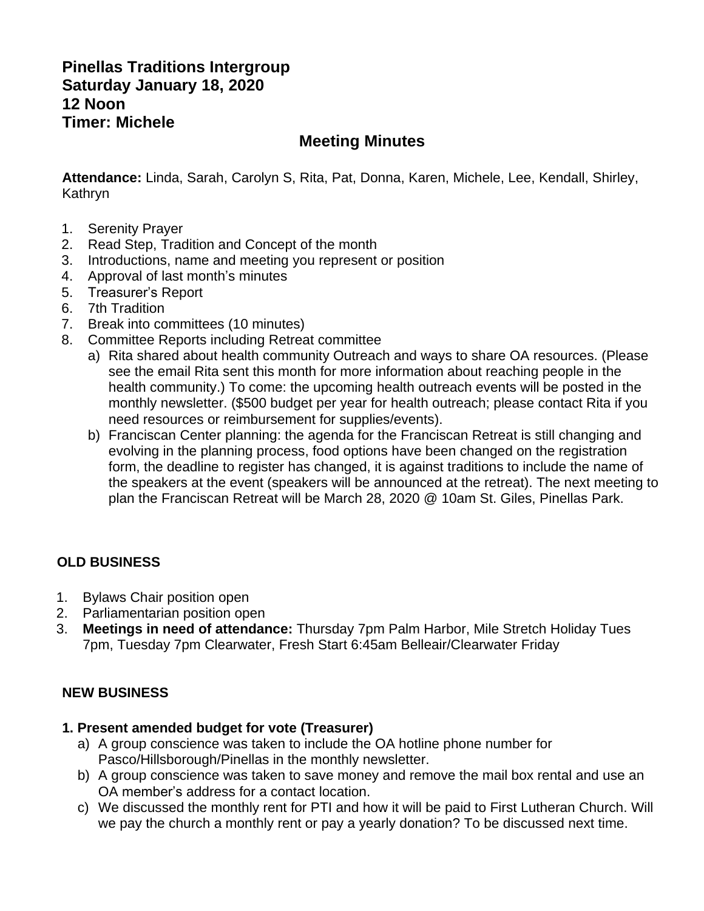**Pinellas Traditions Intergroup**
**Saturday January 18, 2020**
**12 Noon**
**Timer: Michele**

## Meeting Minutes

**Attendance:** Linda, Sarah, Carolyn S, Rita, Pat, Donna, Karen, Michele, Lee, Kendall, Shirley, Kathryn

1. Serenity Prayer
2. Read Step, Tradition and Concept of the month
3. Introductions, name and meeting you represent or position
4. Approval of last month's minutes
5. Treasurer's Report
6. 7th Tradition
7. Break into committees (10 minutes)
8. Committee Reports including Retreat committee
   a) Rita shared about health community Outreach and ways to share OA resources. (Please see the email Rita sent this month for more information about reaching people in the health community.) To come: the upcoming health outreach events will be posted in the monthly newsletter. ($500 budget per year for health outreach; please contact Rita if you need resources or reimbursement for supplies/events).
   b) Franciscan Center planning: the agenda for the Franciscan Retreat is still changing and evolving in the planning process, food options have been changed on the registration form, the deadline to register has changed, it is against traditions to include the name of the speakers at the event (speakers will be announced at the retreat). The next meeting to plan the Franciscan Retreat will be March 28, 2020 @ 10am St. Giles, Pinellas Park.

### OLD BUSINESS

1. Bylaws Chair position open
2. Parliamentarian position open
3. **Meetings in need of attendance:** Thursday 7pm Palm Harbor, Mile Stretch Holiday Tues 7pm, Tuesday 7pm Clearwater, Fresh Start 6:45am Belleair/Clearwater Friday

### NEW BUSINESS

**1. Present amended budget for vote (Treasurer)**

a) A group conscience was taken to include the OA hotline phone number for Pasco/Hillsborough/Pinellas in the monthly newsletter.
b) A group conscience was taken to save money and remove the mail box rental and use an OA member's address for a contact location.
c) We discussed the monthly rent for PTI and how it will be paid to First Lutheran Church. Will we pay the church a monthly rent or pay a yearly donation? To be discussed next time.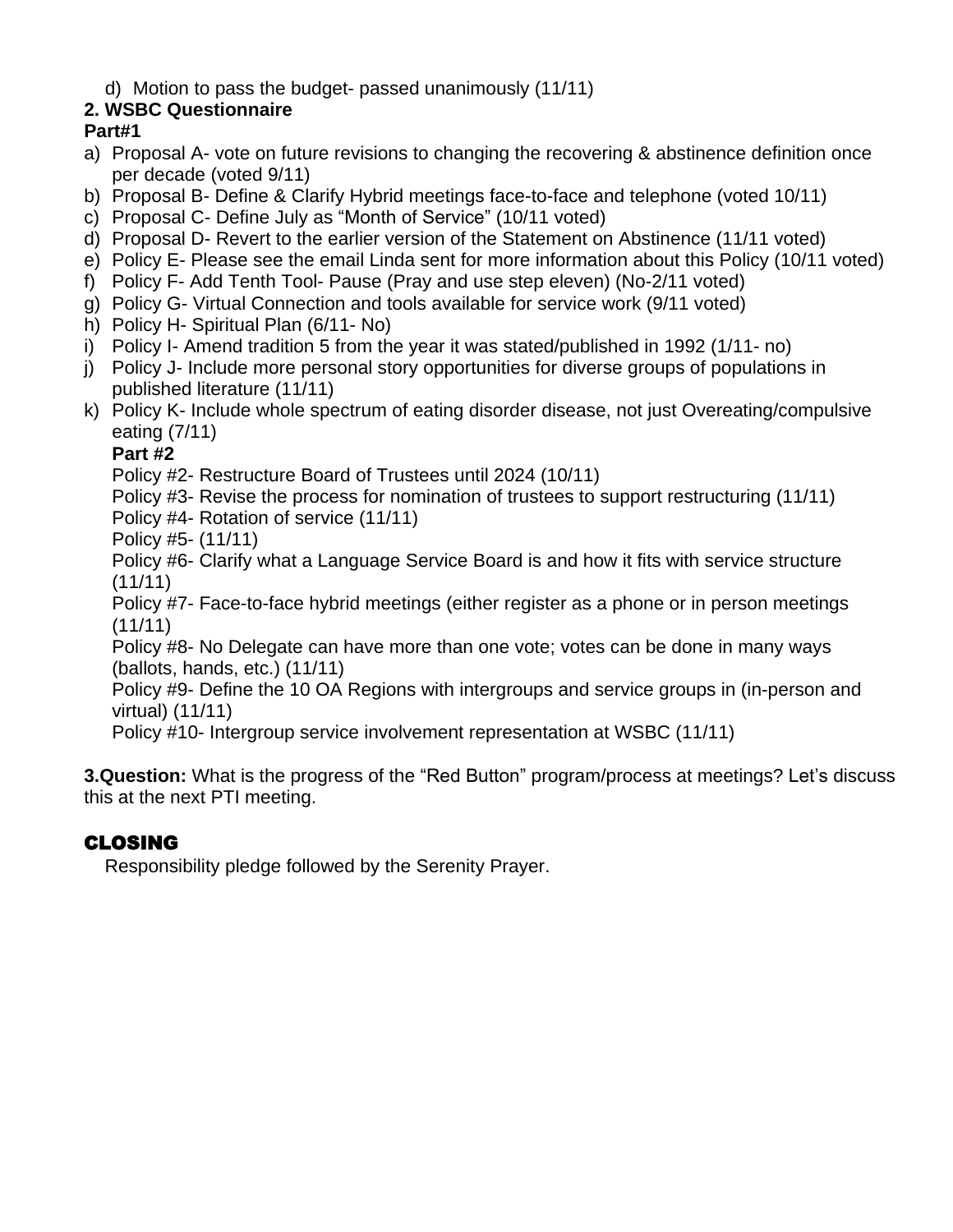d) Motion to pass the budget- passed unanimously (11/11)

**2. WSBC Questionnaire**

**Part#1**

a) Proposal A- vote on future revisions to changing the recovering & abstinence definition once per decade (voted 9/11)
b) Proposal B- Define & Clarify Hybrid meetings face-to-face and telephone (voted 10/11)
c) Proposal C- Define July as "Month of Service" (10/11 voted)
d) Proposal D- Revert to the earlier version of the Statement on Abstinence (11/11 voted)
e) Policy E- Please see the email Linda sent for more information about this Policy (10/11 voted)
f) Policy F- Add Tenth Tool- Pause (Pray and use step eleven) (No-2/11 voted)
g) Policy G- Virtual Connection and tools available for service work (9/11 voted)
h) Policy H- Spiritual Plan (6/11- No)
i) Policy I- Amend tradition 5 from the year it was stated/published in 1992 (1/11- no)
j) Policy J- Include more personal story opportunities for diverse groups of populations in published literature (11/11)
k) Policy K- Include whole spectrum of eating disorder disease, not just Overeating/compulsive eating (7/11)

**Part #2**

Policy #2- Restructure Board of Trustees until 2024 (10/11)
Policy #3- Revise the process for nomination of trustees to support restructuring (11/11)
Policy #4- Rotation of service (11/11)
Policy #5- (11/11)
Policy #6- Clarify what a Language Service Board is and how it fits with service structure (11/11)
Policy #7- Face-to-face hybrid meetings (either register as a phone or in person meetings (11/11)
Policy #8- No Delegate can have more than one vote; votes can be done in many ways (ballots, hands, etc.) (11/11)
Policy #9- Define the 10 OA Regions with intergroups and service groups in (in-person and virtual) (11/11)
Policy #10- Intergroup service involvement representation at WSBC (11/11)

**3.Question:** What is the progress of the "Red Button" program/process at meetings? Let's discuss this at the next PTI meeting.

## CLOSING

Responsibility pledge followed by the Serenity Prayer.